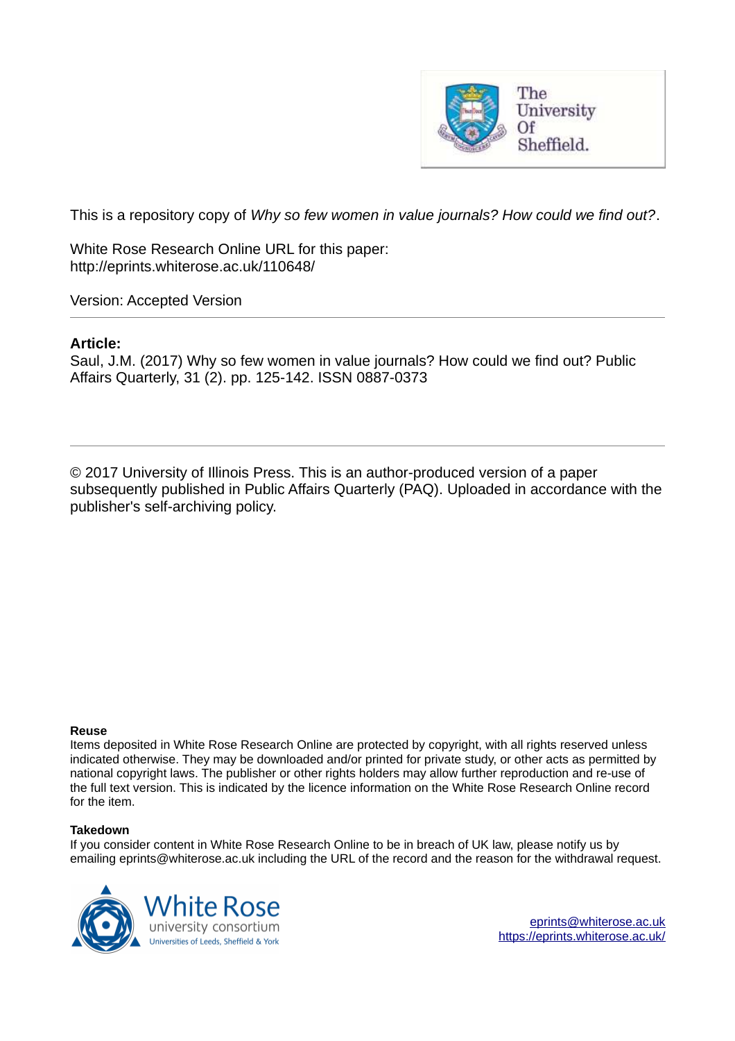This is a repository copy of *Why so few women in value journals? How could we find out?*.

White Rose Research Online URL for this paper:
http://eprints.whiterose.ac.uk/110648/

Version: Accepted Version

---

**Article:**

Saul, J.M. (2017) Why so few women in value journals? How could we find out? Public Affairs Quarterly, 31 (2). pp. 125-142. ISSN 0887-0373

---

© 2017 University of Illinois Press. This is an author-produced version of a paper subsequently published in Public Affairs Quarterly (PAQ). Uploaded in accordance with the publisher's self-archiving policy.

**Reuse**

Items deposited in White Rose Research Online are protected by copyright, with all rights reserved unless indicated otherwise. They may be downloaded and/or printed for private study, or other acts as permitted by national copyright laws. The publisher or other rights holders may allow further reproduction and re-use of the full text version. This is indicated by the licence information on the White Rose Research Online record for the item.

**Takedown**

If you consider content in White Rose Research Online to be in breach of UK law, please notify us by emailing eprints@whiterose.ac.uk including the URL of the record and the reason for the withdrawal request.

eprints@whiterose.ac.uk
https://eprints.whiterose.ac.uk/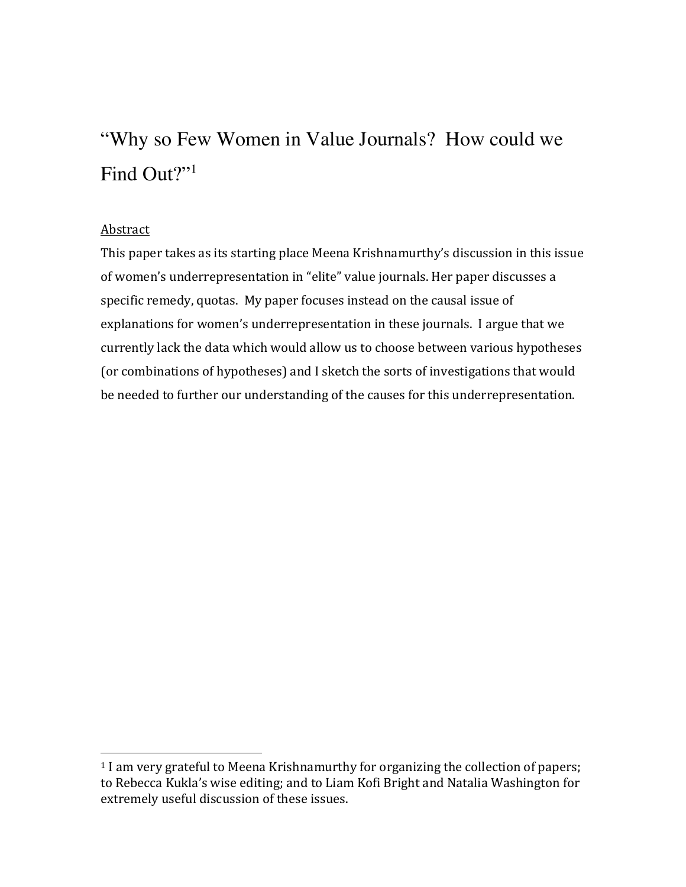# "Why so Few Women in Value Journals? How could we Find Out?"[1]

Abstract

This paper takes as its starting place Meena Krishnamurthy's discussion in this issue of women's underrepresentation in "elite" value journals. Her paper discusses a specific remedy, quotas. My paper focuses instead on the causal issue of explanations for women's underrepresentation in these journals. I argue that we currently lack the data which would allow us to choose between various hypotheses (or combinations of hypotheses) and I sketch the sorts of investigations that would be needed to further our understanding of the causes for this underrepresentation.

[1] I am very grateful to Meena Krishnamurthy for organizing the collection of papers; to Rebecca Kukla's wise editing; and to Liam Kofi Bright and Natalia Washington for extremely useful discussion of these issues.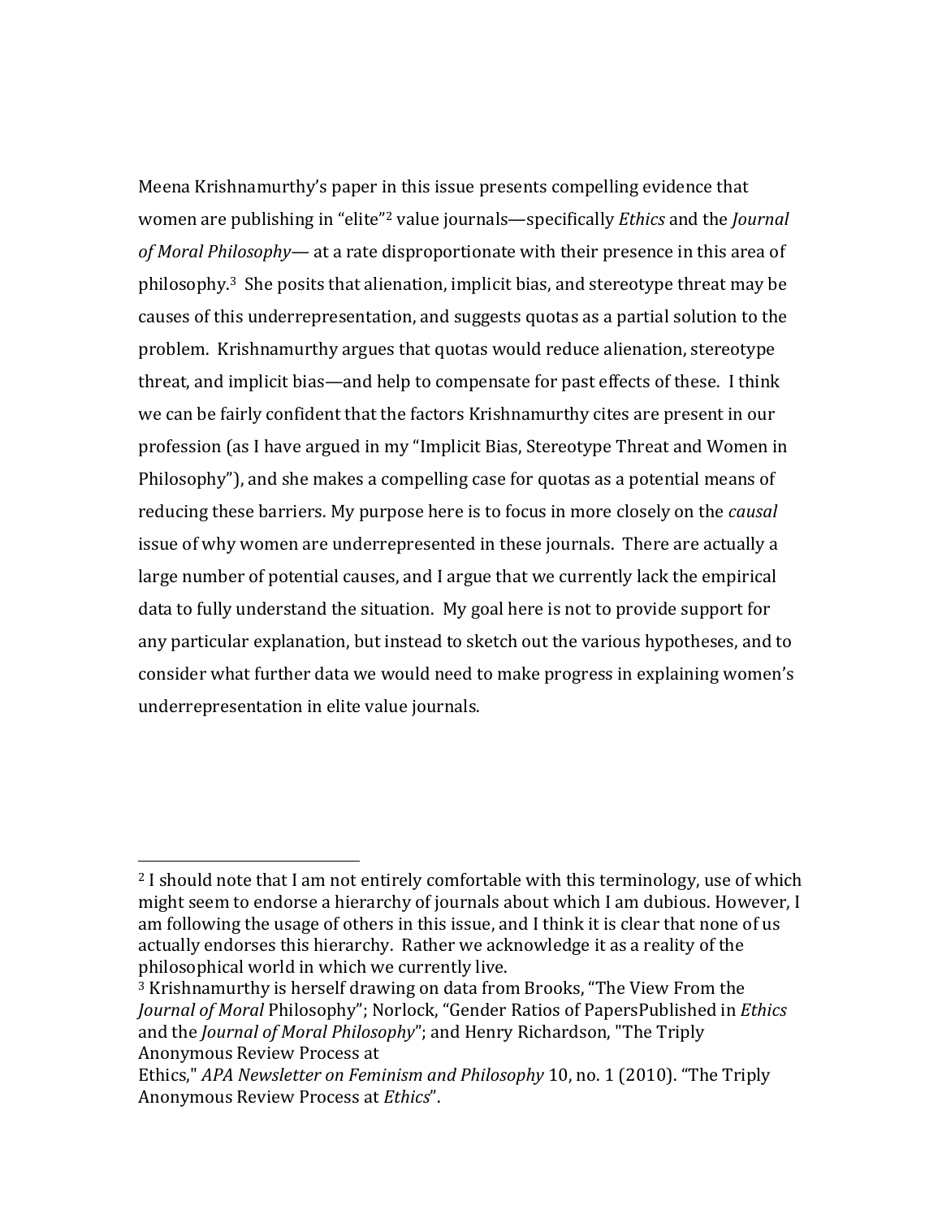Meena Krishnamurthy's paper in this issue presents compelling evidence that women are publishing in "elite"[2] value journals—specifically *Ethics* and the *Journal of Moral Philosophy*— at a rate disproportionate with their presence in this area of philosophy.[3] She posits that alienation, implicit bias, and stereotype threat may be causes of this underrepresentation, and suggests quotas as a partial solution to the problem. Krishnamurthy argues that quotas would reduce alienation, stereotype threat, and implicit bias—and help to compensate for past effects of these. I think we can be fairly confident that the factors Krishnamurthy cites are present in our profession (as I have argued in my "Implicit Bias, Stereotype Threat and Women in Philosophy"), and she makes a compelling case for quotas as a potential means of reducing these barriers. My purpose here is to focus in more closely on the *causal* issue of why women are underrepresented in these journals. There are actually a large number of potential causes, and I argue that we currently lack the empirical data to fully understand the situation. My goal here is not to provide support for any particular explanation, but instead to sketch out the various hypotheses, and to consider what further data we would need to make progress in explaining women's underrepresentation in elite value journals.

---

[2] I should note that I am not entirely comfortable with this terminology, use of which might seem to endorse a hierarchy of journals about which I am dubious. However, I am following the usage of others in this issue, and I think it is clear that none of us actually endorses this hierarchy. Rather we acknowledge it as a reality of the philosophical world in which we currently live.

[3] Krishnamurthy is herself drawing on data from Brooks, "The View From the *Journal of Moral* Philosophy"; Norlock, "Gender Ratios of PapersPublished in *Ethics* and the *Journal of Moral Philosophy*"; and Henry Richardson, "The Triply Anonymous Review Process at Ethics," *APA Newsletter on Feminism and Philosophy* 10, no. 1 (2010). "The Triply Anonymous Review Process at *Ethics*".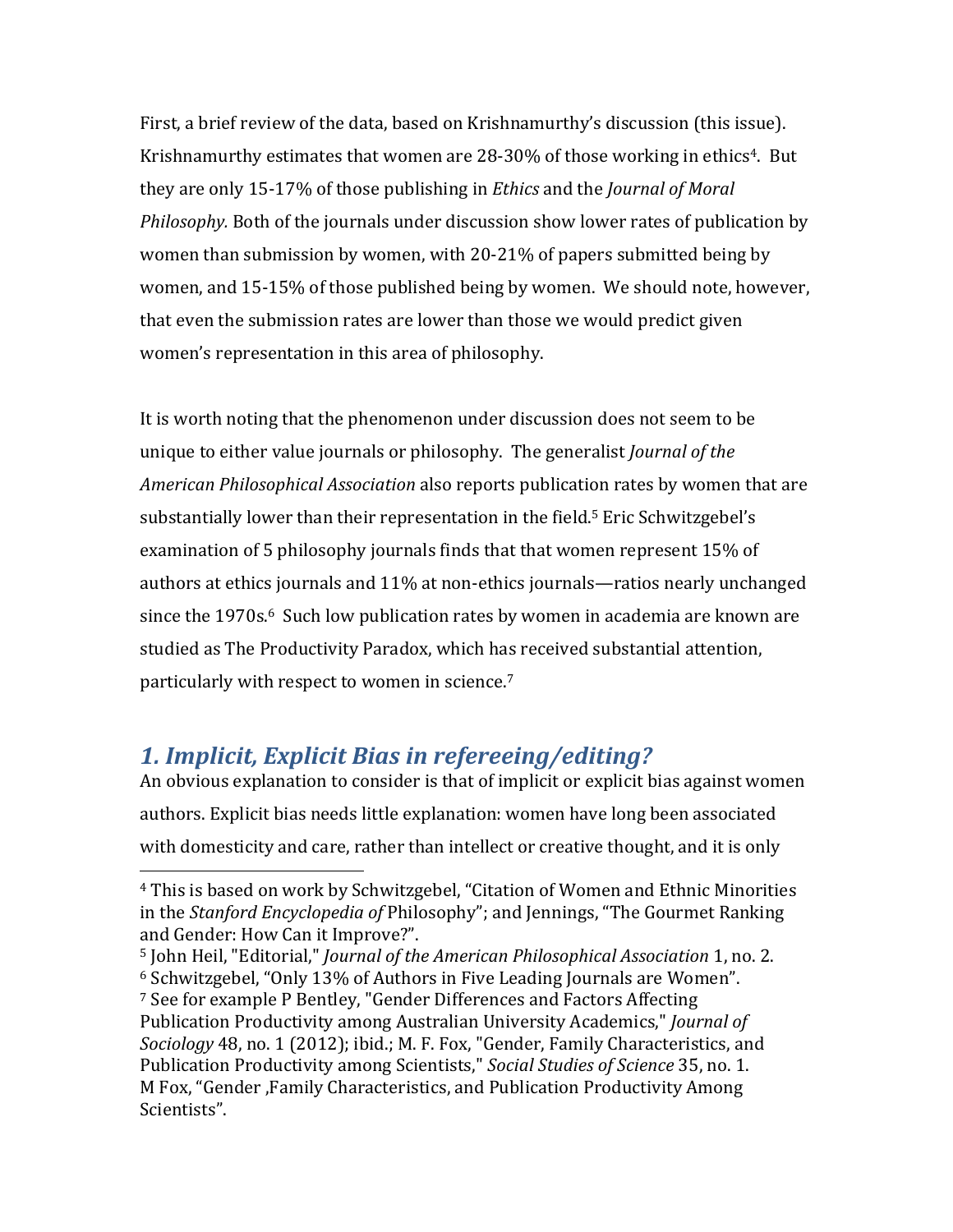First, a brief review of the data, based on Krishnamurthy's discussion (this issue). Krishnamurthy estimates that women are 28-30% of those working in ethics[4]. But they are only 15-17% of those publishing in *Ethics* and the *Journal of Moral Philosophy.* Both of the journals under discussion show lower rates of publication by women than submission by women, with 20-21% of papers submitted being by women, and 15-15% of those published being by women. We should note, however, that even the submission rates are lower than those we would predict given women's representation in this area of philosophy.

It is worth noting that the phenomenon under discussion does not seem to be unique to either value journals or philosophy. The generalist *Journal of the American Philosophical Association* also reports publication rates by women that are substantially lower than their representation in the field.[5] Eric Schwitzgebel's examination of 5 philosophy journals finds that that women represent 15% of authors at ethics journals and 11% at non-ethics journals—ratios nearly unchanged since the 1970s.[6] Such low publication rates by women in academia are known are studied as The Productivity Paradox, which has received substantial attention, particularly with respect to women in science.[7]

## *1. Implicit, Explicit Bias in refereeing/editing?*

An obvious explanation to consider is that of implicit or explicit bias against women authors. Explicit bias needs little explanation: women have long been associated with domesticity and care, rather than intellect or creative thought, and it is only

---

[4] This is based on work by Schwitzgebel, "Citation of Women and Ethnic Minorities in the *Stanford Encyclopedia of* Philosophy"; and Jennings, "The Gourmet Ranking and Gender: How Can it Improve?".

[5] John Heil, "Editorial," *Journal of the American Philosophical Association* 1, no. 2.

[6] Schwitzgebel, "Only 13% of Authors in Five Leading Journals are Women".

[7] See for example P Bentley, "Gender Differences and Factors Affecting Publication Productivity among Australian University Academics," *Journal of Sociology* 48, no. 1 (2012); ibid.; M. F. Fox, "Gender, Family Characteristics, and Publication Productivity among Scientists," *Social Studies of Science* 35, no. 1. M Fox, "Gender ,Family Characteristics, and Publication Productivity Among Scientists".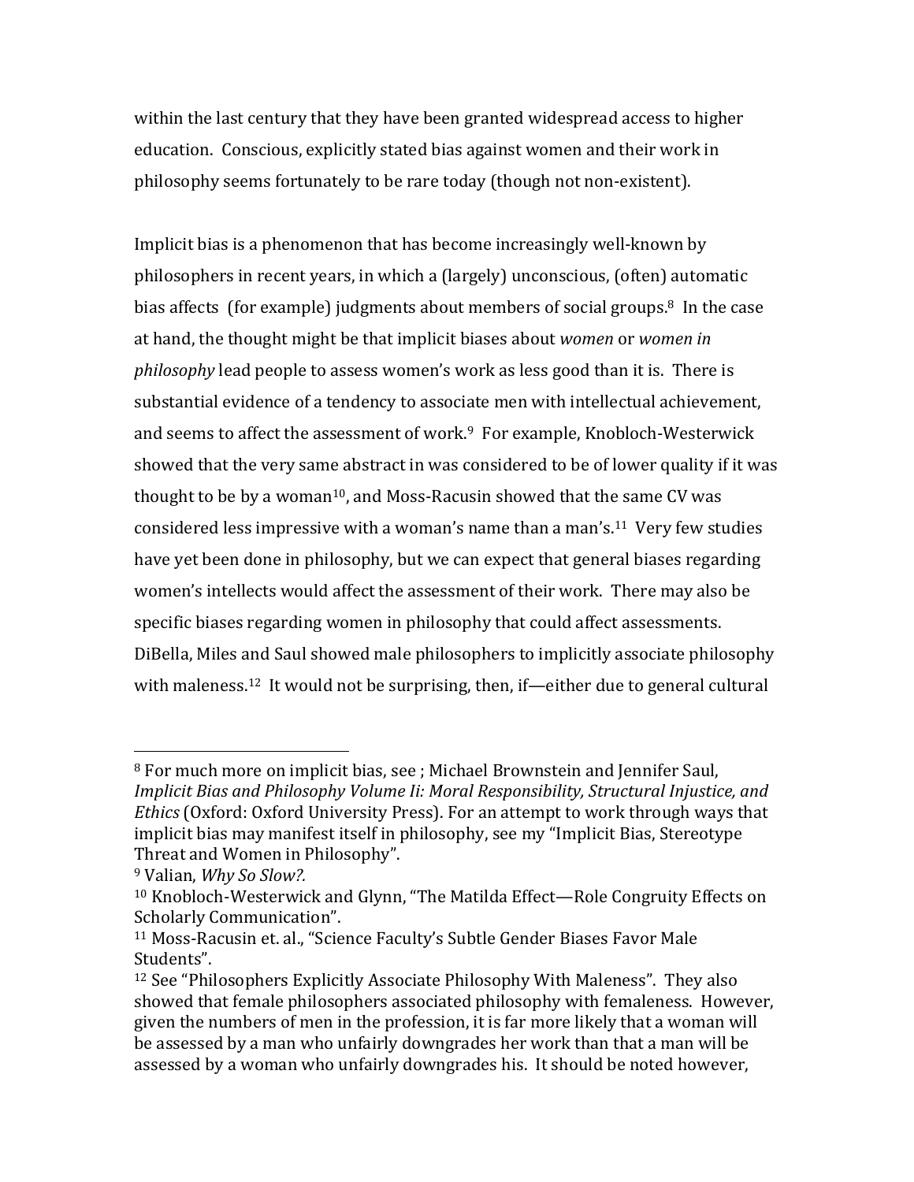within the last century that they have been granted widespread access to higher education. Conscious, explicitly stated bias against women and their work in philosophy seems fortunately to be rare today (though not non-existent).

Implicit bias is a phenomenon that has become increasingly well-known by philosophers in recent years, in which a (largely) unconscious, (often) automatic bias affects (for example) judgments about members of social groups.[8] In the case at hand, the thought might be that implicit biases about *women* or *women in philosophy* lead people to assess women's work as less good than it is. There is substantial evidence of a tendency to associate men with intellectual achievement, and seems to affect the assessment of work.[9] For example, Knobloch-Westerwick showed that the very same abstract in was considered to be of lower quality if it was thought to be by a woman[10], and Moss-Racusin showed that the same CV was considered less impressive with a woman's name than a man's.[11] Very few studies have yet been done in philosophy, but we can expect that general biases regarding women's intellects would affect the assessment of their work. There may also be specific biases regarding women in philosophy that could affect assessments. DiBella, Miles and Saul showed male philosophers to implicitly associate philosophy with maleness.[12] It would not be surprising, then, if—either due to general cultural

---

[8] For much more on implicit bias, see ; Michael Brownstein and Jennifer Saul, *Implicit Bias and Philosophy Volume Ii: Moral Responsibility, Structural Injustice, and Ethics* (Oxford: Oxford University Press). For an attempt to work through ways that implicit bias may manifest itself in philosophy, see my "Implicit Bias, Stereotype Threat and Women in Philosophy".

[9] Valian, *Why So Slow?.*

[10] Knobloch-Westerwick and Glynn, "The Matilda Effect—Role Congruity Effects on Scholarly Communication".

[11] Moss-Racusin et. al., "Science Faculty's Subtle Gender Biases Favor Male Students".

[12] See "Philosophers Explicitly Associate Philosophy With Maleness". They also showed that female philosophers associated philosophy with femaleness. However, given the numbers of men in the profession, it is far more likely that a woman will be assessed by a man who unfairly downgrades her work than that a man will be assessed by a woman who unfairly downgrades his. It should be noted however,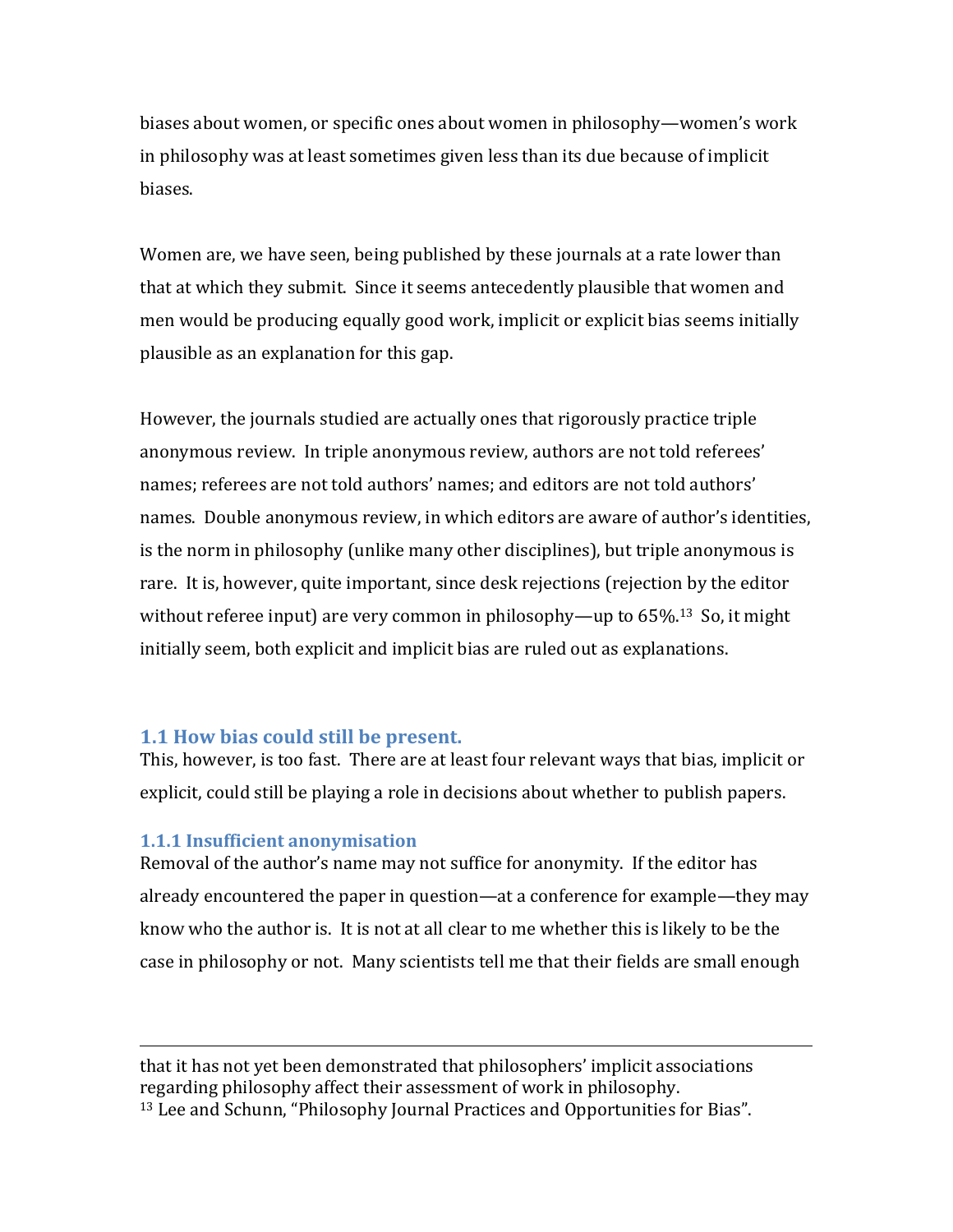biases about women, or specific ones about women in philosophy—women's work in philosophy was at least sometimes given less than its due because of implicit biases.

Women are, we have seen, being published by these journals at a rate lower than that at which they submit. Since it seems antecedently plausible that women and men would be producing equally good work, implicit or explicit bias seems initially plausible as an explanation for this gap.

However, the journals studied are actually ones that rigorously practice triple anonymous review. In triple anonymous review, authors are not told referees' names; referees are not told authors' names; and editors are not told authors' names. Double anonymous review, in which editors are aware of author's identities, is the norm in philosophy (unlike many other disciplines), but triple anonymous is rare. It is, however, quite important, since desk rejections (rejection by the editor without referee input) are very common in philosophy—up to 65%.[13] So, it might initially seem, both explicit and implicit bias are ruled out as explanations.

### 1.1 How bias could still be present.

This, however, is too fast. There are at least four relevant ways that bias, implicit or explicit, could still be playing a role in decisions about whether to publish papers.

#### 1.1.1 Insufficient anonymisation

Removal of the author's name may not suffice for anonymity. If the editor has already encountered the paper in question—at a conference for example—they may know who the author is. It is not at all clear to me whether this is likely to be the case in philosophy or not. Many scientists tell me that their fields are small enough

---

that it has not yet been demonstrated that philosophers' implicit associations regarding philosophy affect their assessment of work in philosophy.

[13] Lee and Schunn, "Philosophy Journal Practices and Opportunities for Bias".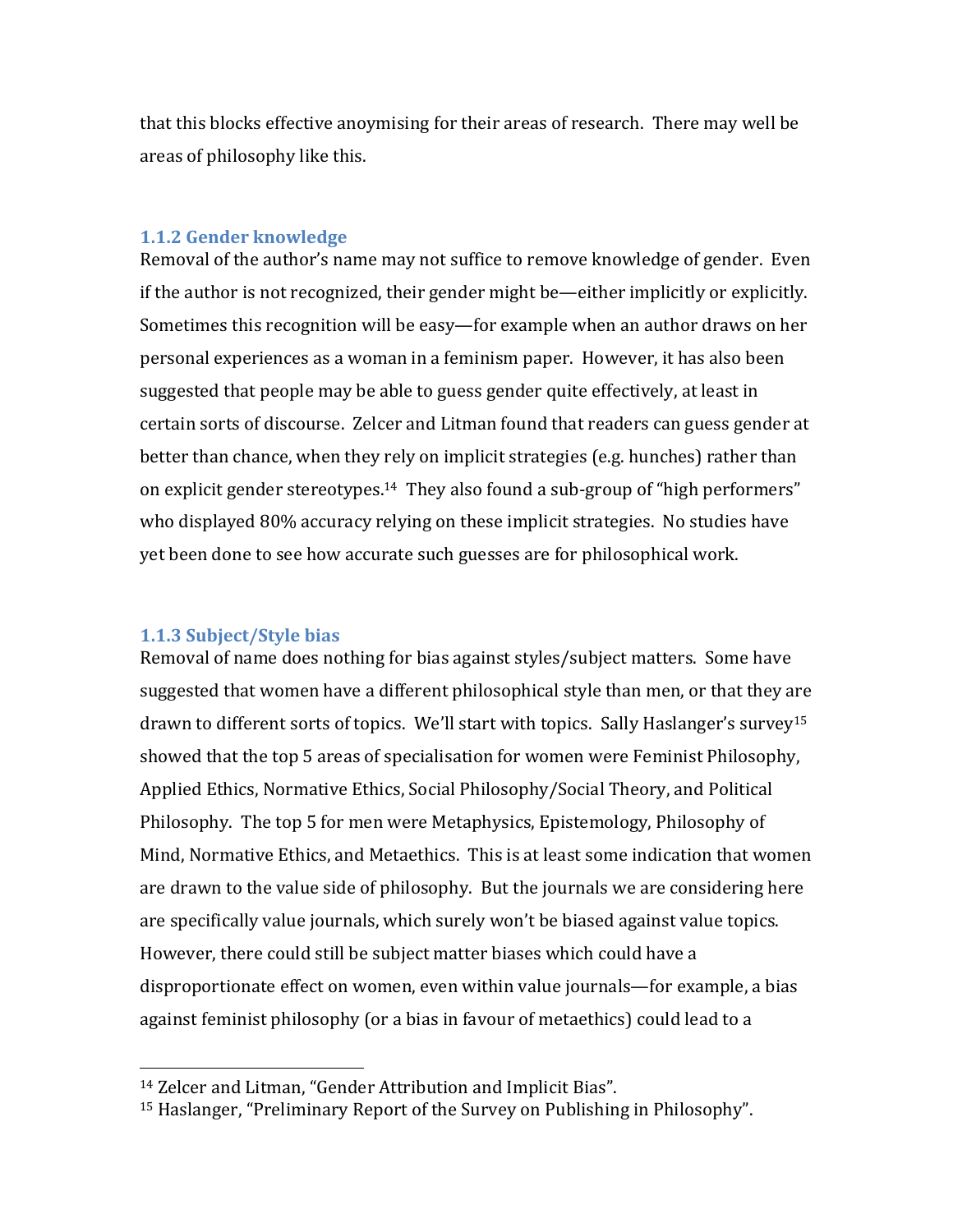that this blocks effective anoymising for their areas of research. There may well be areas of philosophy like this.

### 1.1.2 Gender knowledge

Removal of the author's name may not suffice to remove knowledge of gender. Even if the author is not recognized, their gender might be—either implicitly or explicitly. Sometimes this recognition will be easy—for example when an author draws on her personal experiences as a woman in a feminism paper. However, it has also been suggested that people may be able to guess gender quite effectively, at least in certain sorts of discourse. Zelcer and Litman found that readers can guess gender at better than chance, when they rely on implicit strategies (e.g. hunches) rather than on explicit gender stereotypes.[14] They also found a sub-group of "high performers" who displayed 80% accuracy relying on these implicit strategies. No studies have yet been done to see how accurate such guesses are for philosophical work.

### 1.1.3 Subject/Style bias

Removal of name does nothing for bias against styles/subject matters. Some have suggested that women have a different philosophical style than men, or that they are drawn to different sorts of topics. We'll start with topics. Sally Haslanger's survey[15] showed that the top 5 areas of specialisation for women were Feminist Philosophy, Applied Ethics, Normative Ethics, Social Philosophy/Social Theory, and Political Philosophy. The top 5 for men were Metaphysics, Epistemology, Philosophy of Mind, Normative Ethics, and Metaethics. This is at least some indication that women are drawn to the value side of philosophy. But the journals we are considering here are specifically value journals, which surely won't be biased against value topics. However, there could still be subject matter biases which could have a disproportionate effect on women, even within value journals—for example, a bias against feminist philosophy (or a bias in favour of metaethics) could lead to a

[14] Zelcer and Litman, "Gender Attribution and Implicit Bias".

[15] Haslanger, "Preliminary Report of the Survey on Publishing in Philosophy".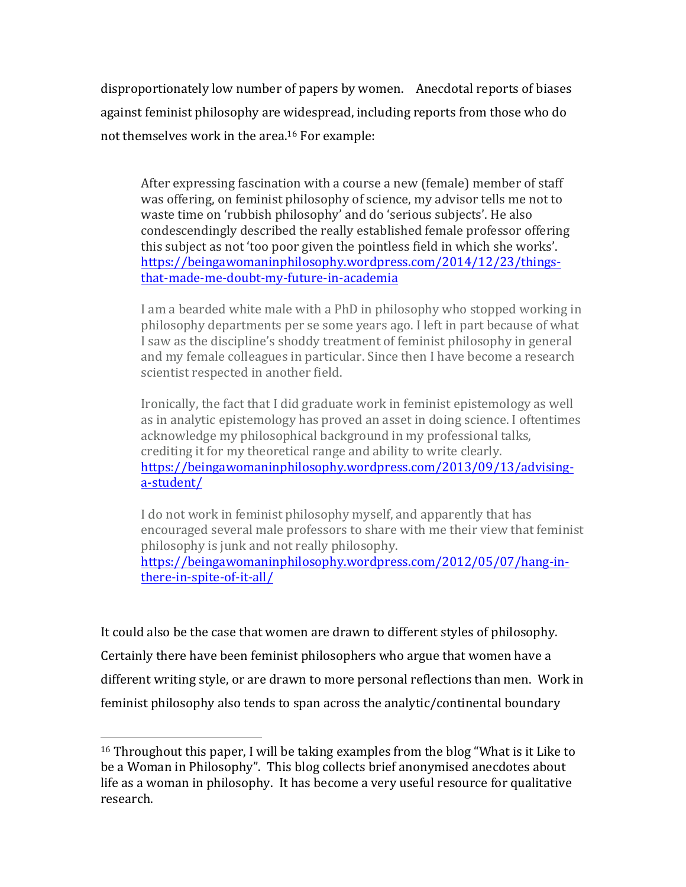disproportionately low number of papers by women. Anecdotal reports of biases against feminist philosophy are widespread, including reports from those who do not themselves work in the area.[16] For example:

> After expressing fascination with a course a new (female) member of staff was offering, on feminist philosophy of science, my advisor tells me not to waste time on 'rubbish philosophy' and do 'serious subjects'. He also condescendingly described the really established female professor offering this subject as not 'too poor given the pointless field in which she works'. https://beingawomaninphilosophy.wordpress.com/2014/12/23/things-that-made-me-doubt-my-future-in-academia
>
> I am a bearded white male with a PhD in philosophy who stopped working in philosophy departments per se some years ago. I left in part because of what I saw as the discipline's shoddy treatment of feminist philosophy in general and my female colleagues in particular. Since then I have become a research scientist respected in another field.
>
> Ironically, the fact that I did graduate work in feminist epistemology as well as in analytic epistemology has proved an asset in doing science. I oftentimes acknowledge my philosophical background in my professional talks, crediting it for my theoretical range and ability to write clearly. https://beingawomaninphilosophy.wordpress.com/2013/09/13/advising-a-student/
>
> I do not work in feminist philosophy myself, and apparently that has encouraged several male professors to share with me their view that feminist philosophy is junk and not really philosophy. https://beingawomaninphilosophy.wordpress.com/2012/05/07/hang-in-there-in-spite-of-it-all/

It could also be the case that women are drawn to different styles of philosophy. Certainly there have been feminist philosophers who argue that women have a different writing style, or are drawn to more personal reflections than men. Work in feminist philosophy also tends to span across the analytic/continental boundary

---

[16] Throughout this paper, I will be taking examples from the blog "What is it Like to be a Woman in Philosophy". This blog collects brief anonymised anecdotes about life as a woman in philosophy. It has become a very useful resource for qualitative research.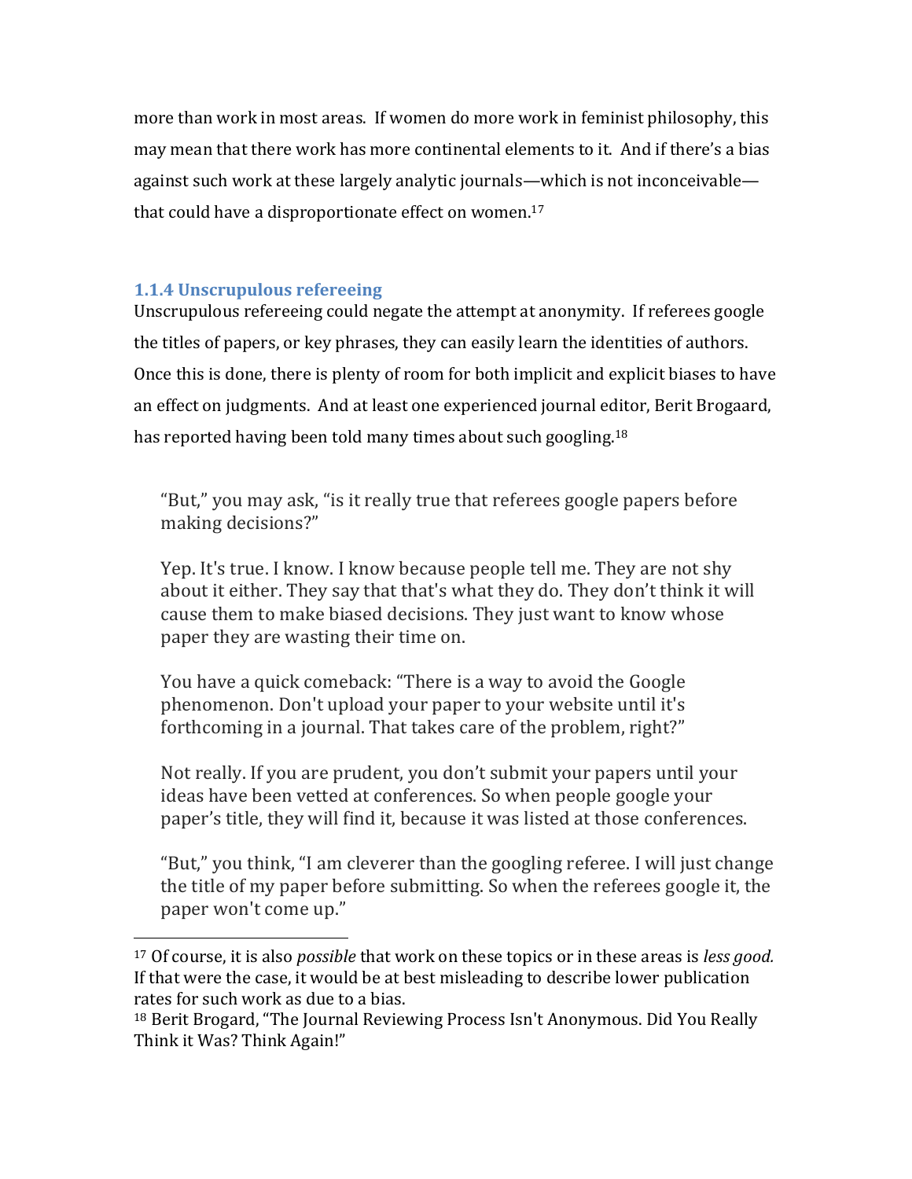more than work in most areas. If women do more work in feminist philosophy, this may mean that there work has more continental elements to it. And if there's a bias against such work at these largely analytic journals—which is not inconceivable—that could have a disproportionate effect on women.[17]

### 1.1.4 Unscrupulous refereeing

Unscrupulous refereeing could negate the attempt at anonymity. If referees google the titles of papers, or key phrases, they can easily learn the identities of authors. Once this is done, there is plenty of room for both implicit and explicit biases to have an effect on judgments. And at least one experienced journal editor, Berit Brogaard, has reported having been told many times about such googling.[18]

> "But," you may ask, "is it really true that referees google papers before making decisions?"
>
> Yep. It's true. I know. I know because people tell me. They are not shy about it either. They say that that's what they do. They don't think it will cause them to make biased decisions. They just want to know whose paper they are wasting their time on.
>
> You have a quick comeback: "There is a way to avoid the Google phenomenon. Don't upload your paper to your website until it's forthcoming in a journal. That takes care of the problem, right?"
>
> Not really. If you are prudent, you don't submit your papers until your ideas have been vetted at conferences. So when people google your paper's title, they will find it, because it was listed at those conferences.
>
> "But," you think, "I am cleverer than the googling referee. I will just change the title of my paper before submitting. So when the referees google it, the paper won't come up."

---

[17] Of course, it is also *possible* that work on these topics or in these areas is *less good.* If that were the case, it would be at best misleading to describe lower publication rates for such work as due to a bias.

[18] Berit Brogard, "The Journal Reviewing Process Isn't Anonymous. Did You Really Think it Was? Think Again!"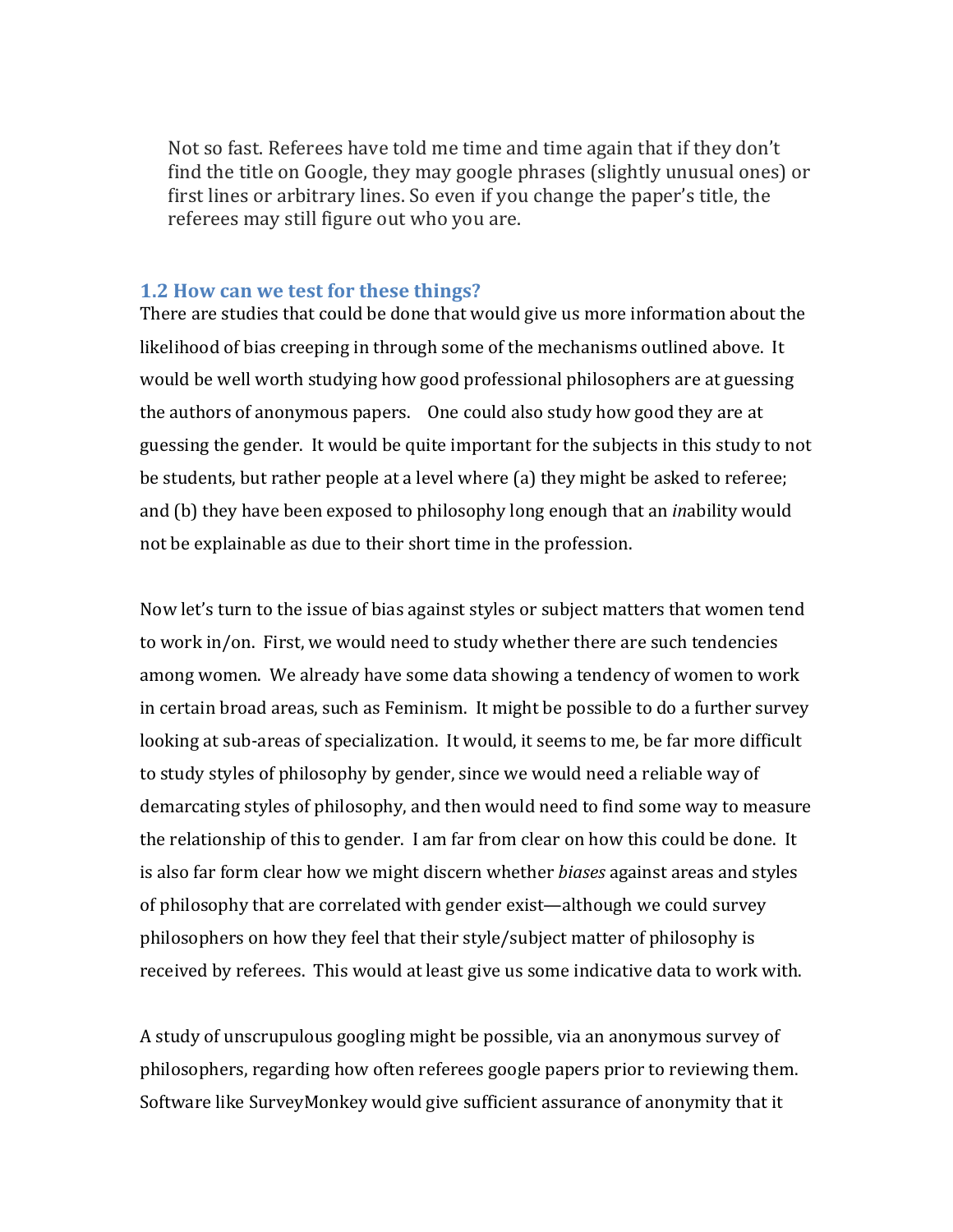> Not so fast. Referees have told me time and time again that if they don't find the title on Google, they may google phrases (slightly unusual ones) or first lines or arbitrary lines. So even if you change the paper's title, the referees may still figure out who you are.

### 1.2 How can we test for these things?

There are studies that could be done that would give us more information about the likelihood of bias creeping in through some of the mechanisms outlined above. It would be well worth studying how good professional philosophers are at guessing the authors of anonymous papers. One could also study how good they are at guessing the gender. It would be quite important for the subjects in this study to not be students, but rather people at a level where (a) they might be asked to referee; and (b) they have been exposed to philosophy long enough that an *in*ability would not be explainable as due to their short time in the profession.

Now let's turn to the issue of bias against styles or subject matters that women tend to work in/on. First, we would need to study whether there are such tendencies among women. We already have some data showing a tendency of women to work in certain broad areas, such as Feminism. It might be possible to do a further survey looking at sub-areas of specialization. It would, it seems to me, be far more difficult to study styles of philosophy by gender, since we would need a reliable way of demarcating styles of philosophy, and then would need to find some way to measure the relationship of this to gender. I am far from clear on how this could be done. It is also far form clear how we might discern whether *biases* against areas and styles of philosophy that are correlated with gender exist—although we could survey philosophers on how they feel that their style/subject matter of philosophy is received by referees. This would at least give us some indicative data to work with.

A study of unscrupulous googling might be possible, via an anonymous survey of philosophers, regarding how often referees google papers prior to reviewing them. Software like SurveyMonkey would give sufficient assurance of anonymity that it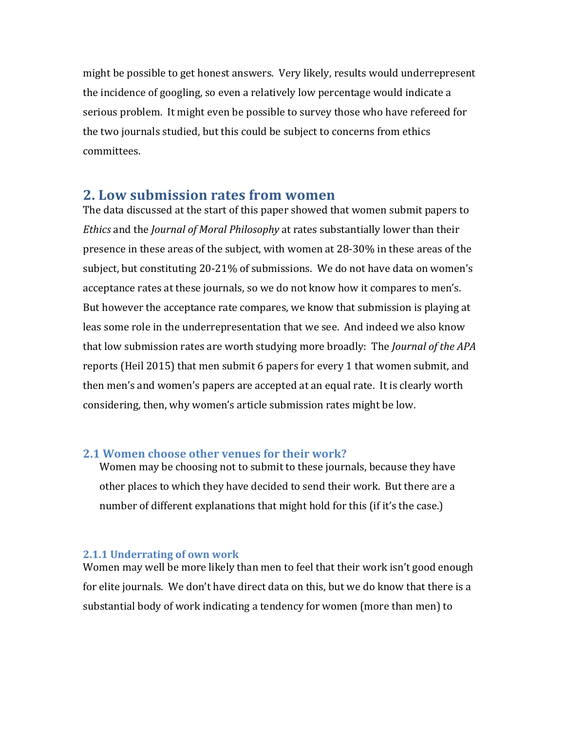might be possible to get honest answers. Very likely, results would underrepresent the incidence of googling, so even a relatively low percentage would indicate a serious problem. It might even be possible to survey those who have refereed for the two journals studied, but this could be subject to concerns from ethics committees.

## 2. Low submission rates from women

The data discussed at the start of this paper showed that women submit papers to *Ethics* and the *Journal of Moral Philosophy* at rates substantially lower than their presence in these areas of the subject, with women at 28-30% in these areas of the subject, but constituting 20-21% of submissions. We do not have data on women's acceptance rates at these journals, so we do not know how it compares to men's. But however the acceptance rate compares, we know that submission is playing at leas some role in the underrepresentation that we see. And indeed we also know that low submission rates are worth studying more broadly: The *Journal of the APA* reports (Heil 2015) that men submit 6 papers for every 1 that women submit, and then men's and women's papers are accepted at an equal rate. It is clearly worth considering, then, why women's article submission rates might be low.

### 2.1 Women choose other venues for their work?

Women may be choosing not to submit to these journals, because they have other places to which they have decided to send their work. But there are a number of different explanations that might hold for this (if it's the case.)

#### 2.1.1 Underrating of own work

Women may well be more likely than men to feel that their work isn't good enough for elite journals. We don't have direct data on this, but we do know that there is a substantial body of work indicating a tendency for women (more than men) to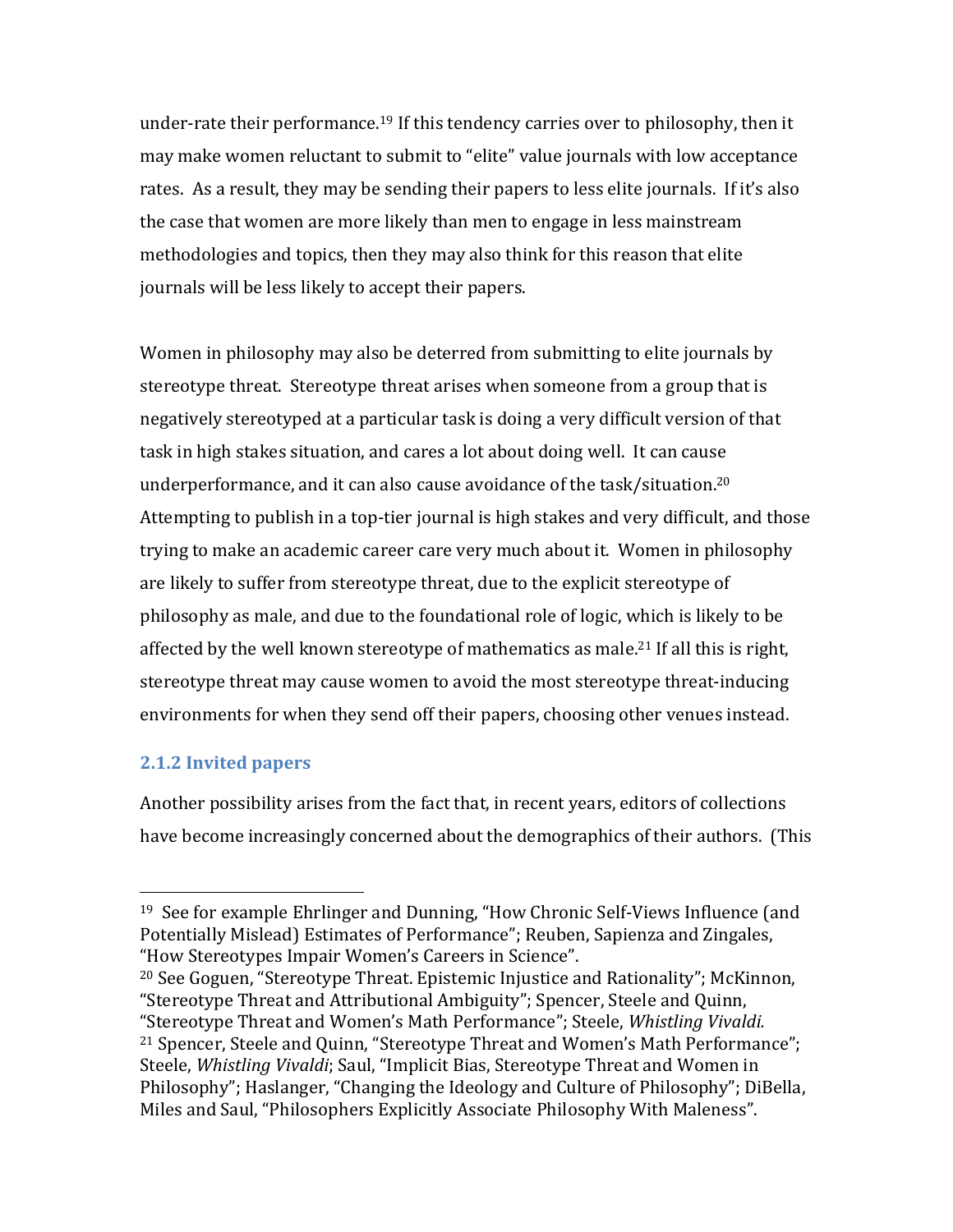under-rate their performance.[19] If this tendency carries over to philosophy, then it may make women reluctant to submit to "elite" value journals with low acceptance rates. As a result, they may be sending their papers to less elite journals. If it's also the case that women are more likely than men to engage in less mainstream methodologies and topics, then they may also think for this reason that elite journals will be less likely to accept their papers.

Women in philosophy may also be deterred from submitting to elite journals by stereotype threat. Stereotype threat arises when someone from a group that is negatively stereotyped at a particular task is doing a very difficult version of that task in high stakes situation, and cares a lot about doing well. It can cause underperformance, and it can also cause avoidance of the task/situation.[20] Attempting to publish in a top-tier journal is high stakes and very difficult, and those trying to make an academic career care very much about it. Women in philosophy are likely to suffer from stereotype threat, due to the explicit stereotype of philosophy as male, and due to the foundational role of logic, which is likely to be affected by the well known stereotype of mathematics as male.[21] If all this is right, stereotype threat may cause women to avoid the most stereotype threat-inducing environments for when they send off their papers, choosing other venues instead.

### 2.1.2 Invited papers

Another possibility arises from the fact that, in recent years, editors of collections have become increasingly concerned about the demographics of their authors. (This

---

[19] See for example Ehrlinger and Dunning, "How Chronic Self-Views Influence (and Potentially Mislead) Estimates of Performance"; Reuben, Sapienza and Zingales, "How Stereotypes Impair Women's Careers in Science".

[20] See Goguen, "Stereotype Threat. Epistemic Injustice and Rationality"; McKinnon, "Stereotype Threat and Attributional Ambiguity"; Spencer, Steele and Quinn, "Stereotype Threat and Women's Math Performance"; Steele, *Whistling Vivaldi.*

[21] Spencer, Steele and Quinn, "Stereotype Threat and Women's Math Performance"; Steele, *Whistling Vivaldi*; Saul, "Implicit Bias, Stereotype Threat and Women in Philosophy"; Haslanger, "Changing the Ideology and Culture of Philosophy"; DiBella, Miles and Saul, "Philosophers Explicitly Associate Philosophy With Maleness".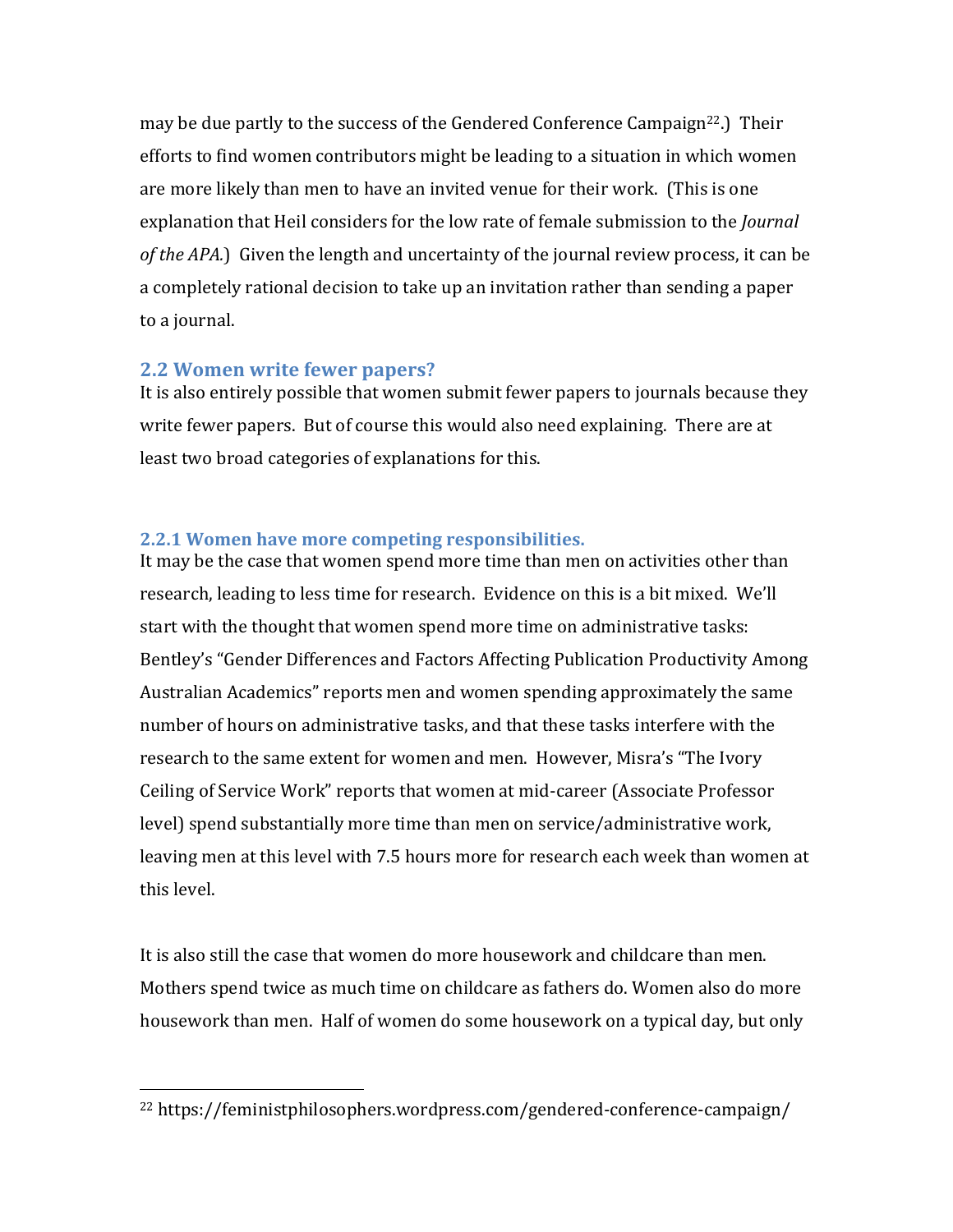may be due partly to the success of the Gendered Conference Campaign[22].) Their efforts to find women contributors might be leading to a situation in which women are more likely than men to have an invited venue for their work. (This is one explanation that Heil considers for the low rate of female submission to the *Journal of the APA*.) Given the length and uncertainty of the journal review process, it can be a completely rational decision to take up an invitation rather than sending a paper to a journal.

### 2.2 Women write fewer papers?

It is also entirely possible that women submit fewer papers to journals because they write fewer papers. But of course this would also need explaining. There are at least two broad categories of explanations for this.

#### 2.2.1 Women have more competing responsibilities.

It may be the case that women spend more time than men on activities other than research, leading to less time for research. Evidence on this is a bit mixed. We'll start with the thought that women spend more time on administrative tasks: Bentley's "Gender Differences and Factors Affecting Publication Productivity Among Australian Academics" reports men and women spending approximately the same number of hours on administrative tasks, and that these tasks interfere with the research to the same extent for women and men. However, Misra's "The Ivory Ceiling of Service Work" reports that women at mid-career (Associate Professor level) spend substantially more time than men on service/administrative work, leaving men at this level with 7.5 hours more for research each week than women at this level.

It is also still the case that women do more housework and childcare than men. Mothers spend twice as much time on childcare as fathers do. Women also do more housework than men. Half of women do some housework on a typical day, but only

---

[22] https://feministphilosophers.wordpress.com/gendered-conference-campaign/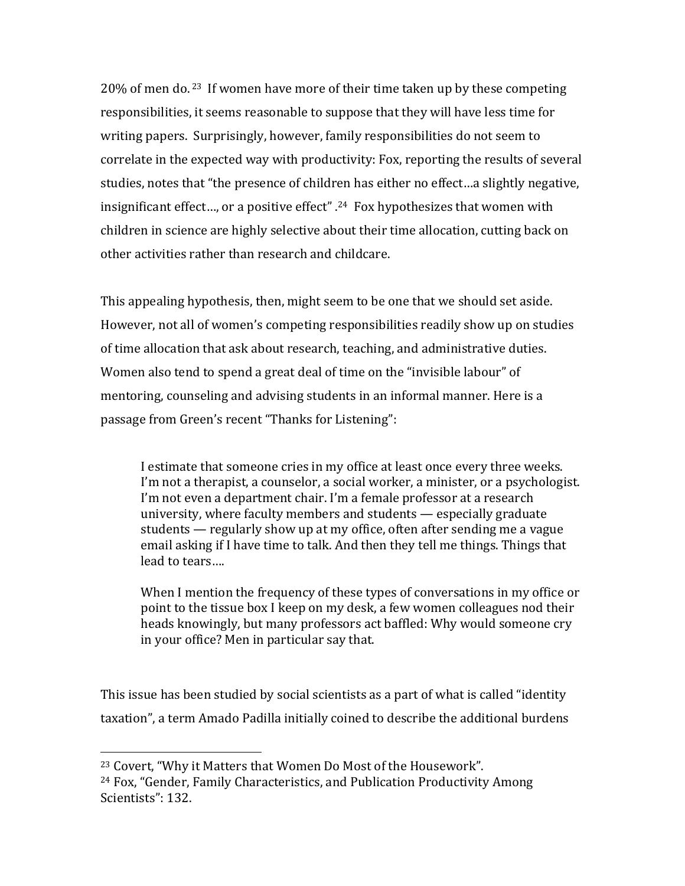20% of men do.[23] If women have more of their time taken up by these competing responsibilities, it seems reasonable to suppose that they will have less time for writing papers. Surprisingly, however, family responsibilities do not seem to correlate in the expected way with productivity: Fox, reporting the results of several studies, notes that "the presence of children has either no effect…a slightly negative, insignificant effect…, or a positive effect".[24] Fox hypothesizes that women with children in science are highly selective about their time allocation, cutting back on other activities rather than research and childcare.

This appealing hypothesis, then, might seem to be one that we should set aside. However, not all of women's competing responsibilities readily show up on studies of time allocation that ask about research, teaching, and administrative duties. Women also tend to spend a great deal of time on the "invisible labour" of mentoring, counseling and advising students in an informal manner. Here is a passage from Green's recent "Thanks for Listening":

> I estimate that someone cries in my office at least once every three weeks. I'm not a therapist, a counselor, a social worker, a minister, or a psychologist. I'm not even a department chair. I'm a female professor at a research university, where faculty members and students — especially graduate students — regularly show up at my office, often after sending me a vague email asking if I have time to talk. And then they tell me things. Things that lead to tears….
>
> When I mention the frequency of these types of conversations in my office or point to the tissue box I keep on my desk, a few women colleagues nod their heads knowingly, but many professors act baffled: Why would someone cry in your office? Men in particular say that.

This issue has been studied by social scientists as a part of what is called "identity taxation", a term Amado Padilla initially coined to describe the additional burdens

---

[23] Covert, "Why it Matters that Women Do Most of the Housework".

[24] Fox, "Gender, Family Characteristics, and Publication Productivity Among Scientists": 132.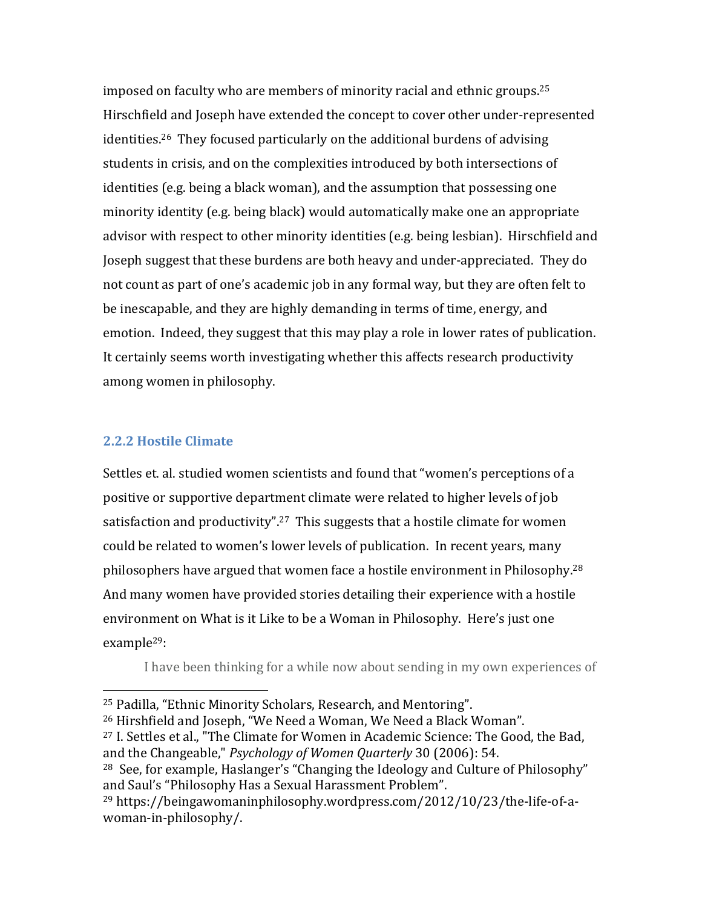imposed on faculty who are members of minority racial and ethnic groups.[25] Hirschfield and Joseph have extended the concept to cover other under-represented identities.[26] They focused particularly on the additional burdens of advising students in crisis, and on the complexities introduced by both intersections of identities (e.g. being a black woman), and the assumption that possessing one minority identity (e.g. being black) would automatically make one an appropriate advisor with respect to other minority identities (e.g. being lesbian). Hirschfield and Joseph suggest that these burdens are both heavy and under-appreciated. They do not count as part of one's academic job in any formal way, but they are often felt to be inescapable, and they are highly demanding in terms of time, energy, and emotion. Indeed, they suggest that this may play a role in lower rates of publication. It certainly seems worth investigating whether this affects research productivity among women in philosophy.

### 2.2.2 Hostile Climate

Settles et. al. studied women scientists and found that "women's perceptions of a positive or supportive department climate were related to higher levels of job satisfaction and productivity".[27] This suggests that a hostile climate for women could be related to women's lower levels of publication. In recent years, many philosophers have argued that women face a hostile environment in Philosophy.[28] And many women have provided stories detailing their experience with a hostile environment on What is it Like to be a Woman in Philosophy. Here's just one example[29]:

> I have been thinking for a while now about sending in my own experiences of

---

[25] Padilla, "Ethnic Minority Scholars, Research, and Mentoring".

[26] Hirshfield and Joseph, "We Need a Woman, We Need a Black Woman".

[27] I. Settles et al., "The Climate for Women in Academic Science: The Good, the Bad, and the Changeable," *Psychology of Women Quarterly* 30 (2006): 54.

[28] See, for example, Haslanger's "Changing the Ideology and Culture of Philosophy" and Saul's "Philosophy Has a Sexual Harassment Problem".

[29] https://beingawomaninphilosophy.wordpress.com/2012/10/23/the-life-of-a-woman-in-philosophy/.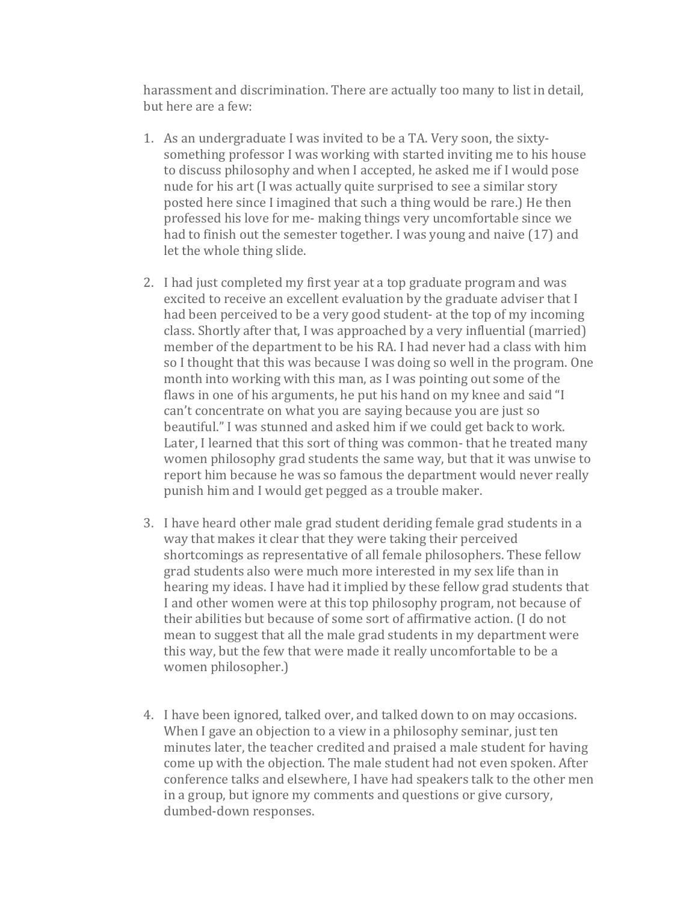harassment and discrimination. There are actually too many to list in detail, but here are a few:

1. As an undergraduate I was invited to be a TA. Very soon, the sixty-something professor I was working with started inviting me to his house to discuss philosophy and when I accepted, he asked me if I would pose nude for his art (I was actually quite surprised to see a similar story posted here since I imagined that such a thing would be rare.) He then professed his love for me- making things very uncomfortable since we had to finish out the semester together. I was young and naive (17) and let the whole thing slide.

2. I had just completed my first year at a top graduate program and was excited to receive an excellent evaluation by the graduate adviser that I had been perceived to be a very good student- at the top of my incoming class. Shortly after that, I was approached by a very influential (married) member of the department to be his RA. I had never had a class with him so I thought that this was because I was doing so well in the program. One month into working with this man, as I was pointing out some of the flaws in one of his arguments, he put his hand on my knee and said "I can't concentrate on what you are saying because you are just so beautiful." I was stunned and asked him if we could get back to work. Later, I learned that this sort of thing was common- that he treated many women philosophy grad students the same way, but that it was unwise to report him because he was so famous the department would never really punish him and I would get pegged as a trouble maker.

3. I have heard other male grad student deriding female grad students in a way that makes it clear that they were taking their perceived shortcomings as representative of all female philosophers. These fellow grad students also were much more interested in my sex life than in hearing my ideas. I have had it implied by these fellow grad students that I and other women were at this top philosophy program, not because of their abilities but because of some sort of affirmative action. (I do not mean to suggest that all the male grad students in my department were this way, but the few that were made it really uncomfortable to be a women philosopher.)

4. I have been ignored, talked over, and talked down to on may occasions. When I gave an objection to a view in a philosophy seminar, just ten minutes later, the teacher credited and praised a male student for having come up with the objection. The male student had not even spoken. After conference talks and elsewhere, I have had speakers talk to the other men in a group, but ignore my comments and questions or give cursory, dumbed-down responses.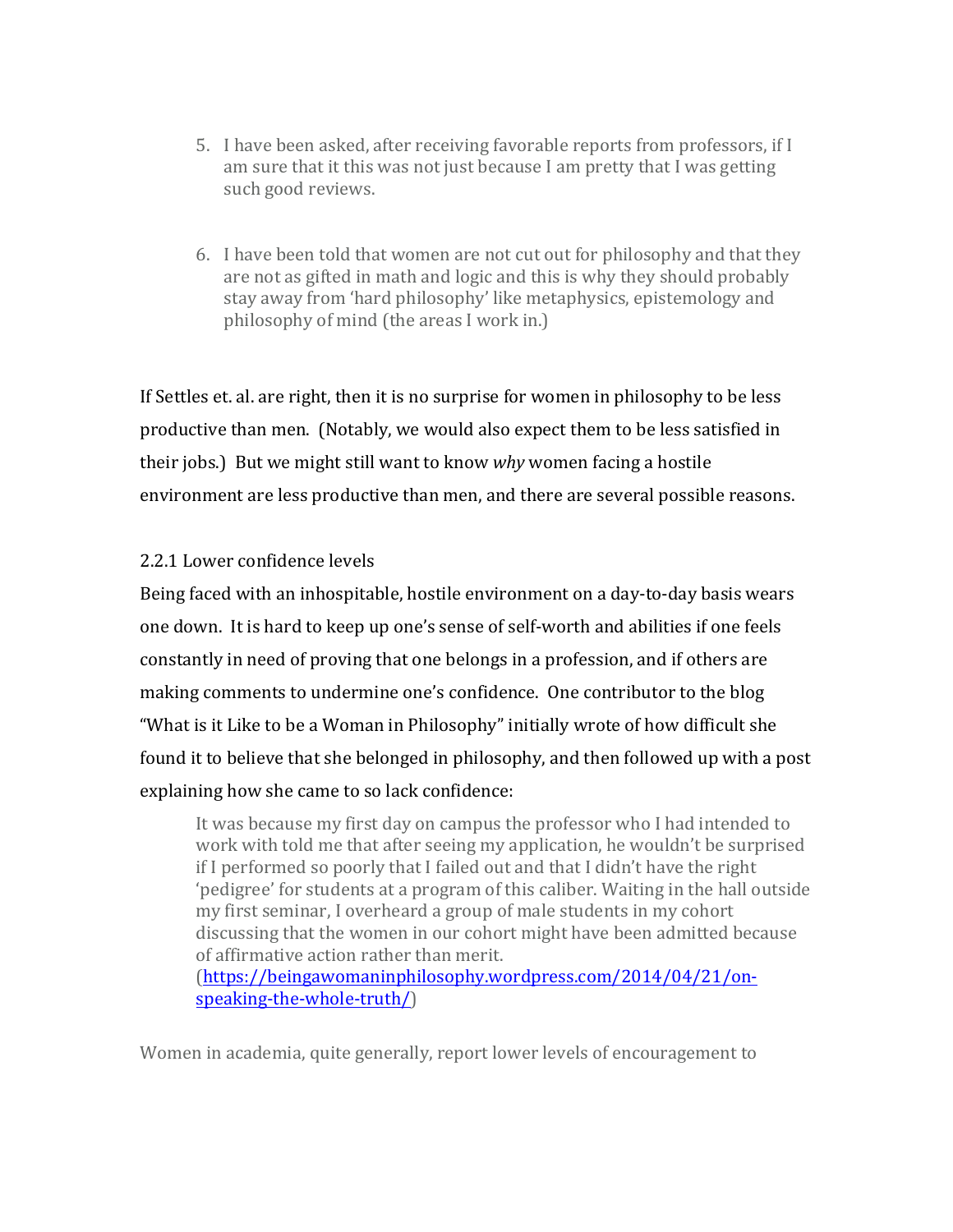5. I have been asked, after receiving favorable reports from professors, if I am sure that it this was not just because I am pretty that I was getting such good reviews.

6. I have been told that women are not cut out for philosophy and that they are not as gifted in math and logic and this is why they should probably stay away from 'hard philosophy' like metaphysics, epistemology and philosophy of mind (the areas I work in.)

If Settles et. al. are right, then it is no surprise for women in philosophy to be less productive than men. (Notably, we would also expect them to be less satisfied in their jobs.) But we might still want to know *why* women facing a hostile environment are less productive than men, and there are several possible reasons.

### 2.2.1 Lower confidence levels

Being faced with an inhospitable, hostile environment on a day-to-day basis wears one down. It is hard to keep up one's sense of self-worth and abilities if one feels constantly in need of proving that one belongs in a profession, and if others are making comments to undermine one's confidence. One contributor to the blog "What is it Like to be a Woman in Philosophy" initially wrote of how difficult she found it to believe that she belonged in philosophy, and then followed up with a post explaining how she came to so lack confidence:

> It was because my first day on campus the professor who I had intended to work with told me that after seeing my application, he wouldn't be surprised if I performed so poorly that I failed out and that I didn't have the right 'pedigree' for students at a program of this caliber. Waiting in the hall outside my first seminar, I overheard a group of male students in my cohort discussing that the women in our cohort might have been admitted because of affirmative action rather than merit. (https://beingawomaninphilosophy.wordpress.com/2014/04/21/on-speaking-the-whole-truth/)

Women in academia, quite generally, report lower levels of encouragement to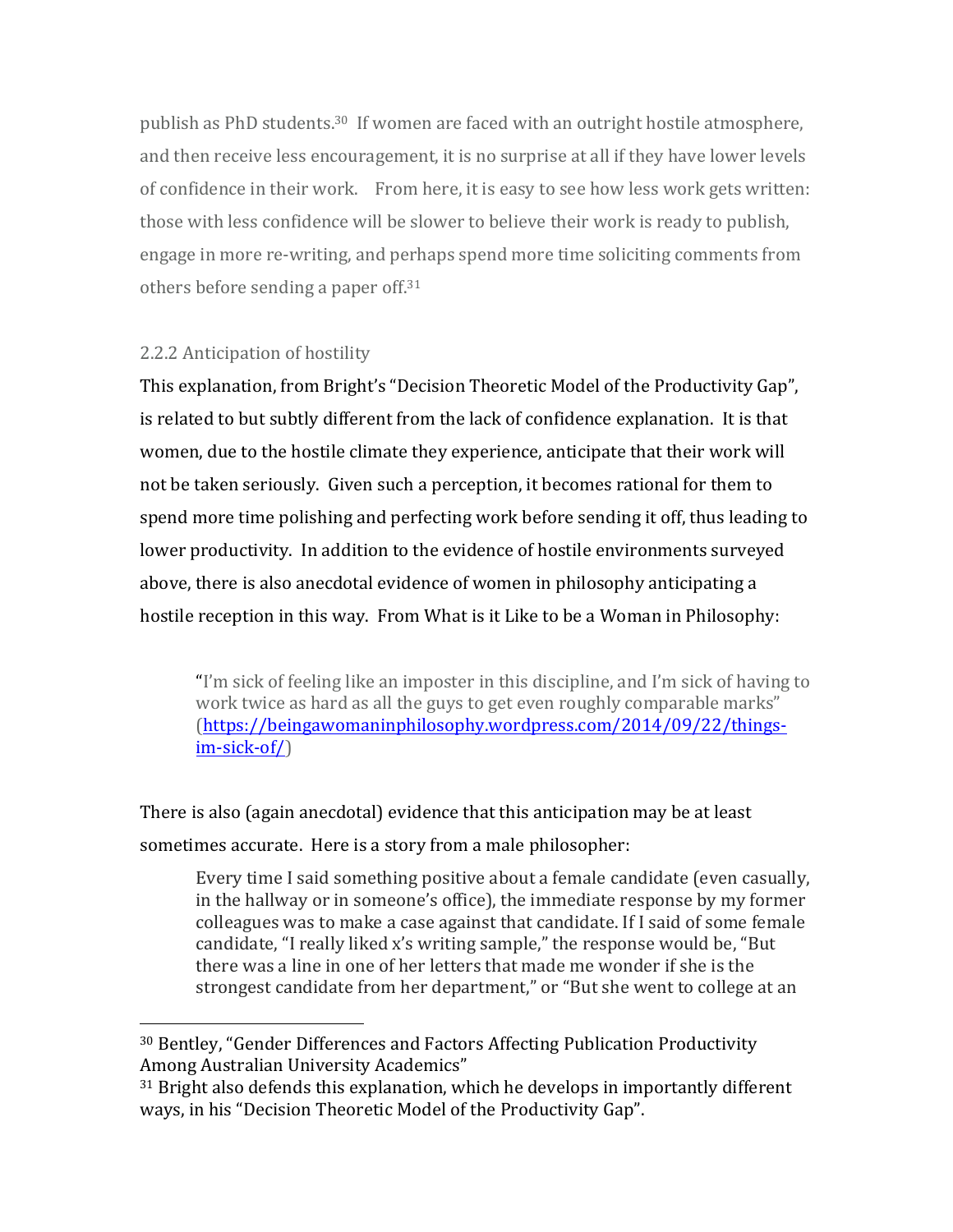publish as PhD students.[30] If women are faced with an outright hostile atmosphere, and then receive less encouragement, it is no surprise at all if they have lower levels of confidence in their work. From here, it is easy to see how less work gets written: those with less confidence will be slower to believe their work is ready to publish, engage in more re-writing, and perhaps spend more time soliciting comments from others before sending a paper off.[31]

### 2.2.2 Anticipation of hostility

This explanation, from Bright's "Decision Theoretic Model of the Productivity Gap", is related to but subtly different from the lack of confidence explanation. It is that women, due to the hostile climate they experience, anticipate that their work will not be taken seriously. Given such a perception, it becomes rational for them to spend more time polishing and perfecting work before sending it off, thus leading to lower productivity. In addition to the evidence of hostile environments surveyed above, there is also anecdotal evidence of women in philosophy anticipating a hostile reception in this way. From What is it Like to be a Woman in Philosophy:

> "I'm sick of feeling like an imposter in this discipline, and I'm sick of having to work twice as hard as all the guys to get even roughly comparable marks" (https://beingawomaninphilosophy.wordpress.com/2014/09/22/things-im-sick-of/)

There is also (again anecdotal) evidence that this anticipation may be at least sometimes accurate. Here is a story from a male philosopher:

> Every time I said something positive about a female candidate (even casually, in the hallway or in someone's office), the immediate response by my former colleagues was to make a case against that candidate. If I said of some female candidate, "I really liked x's writing sample," the response would be, "But there was a line in one of her letters that made me wonder if she is the strongest candidate from her department," or "But she went to college at an

---

[30] Bentley, "Gender Differences and Factors Affecting Publication Productivity Among Australian University Academics"

[31] Bright also defends this explanation, which he develops in importantly different ways, in his "Decision Theoretic Model of the Productivity Gap".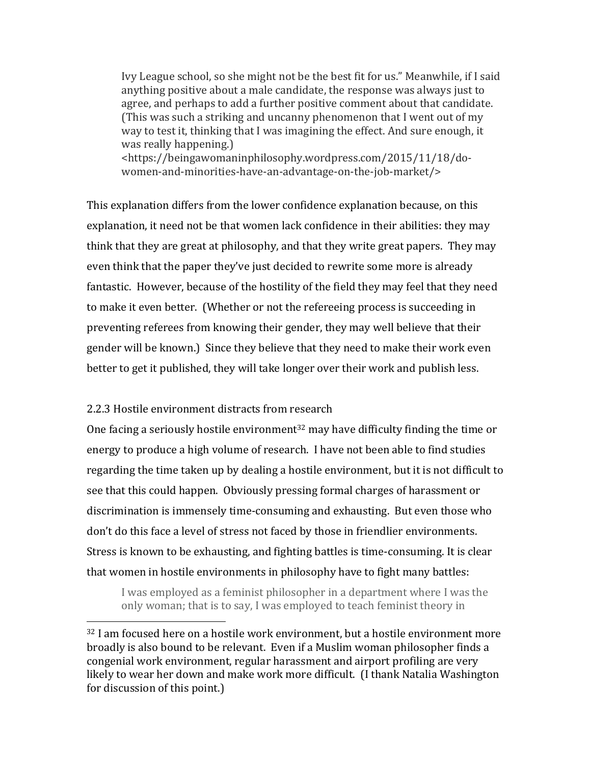> Ivy League school, so she might not be the best fit for us." Meanwhile, if I said anything positive about a male candidate, the response was always just to agree, and perhaps to add a further positive comment about that candidate. (This was such a striking and uncanny phenomenon that I went out of my way to test it, thinking that I was imagining the effect. And sure enough, it was really happening.) <https://beingawomaninphilosophy.wordpress.com/2015/11/18/do-women-and-minorities-have-an-advantage-on-the-job-market/>

This explanation differs from the lower confidence explanation because, on this explanation, it need not be that women lack confidence in their abilities: they may think that they are great at philosophy, and that they write great papers. They may even think that the paper they've just decided to rewrite some more is already fantastic. However, because of the hostility of the field they may feel that they need to make it even better. (Whether or not the refereeing process is succeeding in preventing referees from knowing their gender, they may well believe that their gender will be known.) Since they believe that they need to make their work even better to get it published, they will take longer over their work and publish less.

### 2.2.3 Hostile environment distracts from research

One facing a seriously hostile environment[32] may have difficulty finding the time or energy to produce a high volume of research. I have not been able to find studies regarding the time taken up by dealing a hostile environment, but it is not difficult to see that this could happen. Obviously pressing formal charges of harassment or discrimination is immensely time-consuming and exhausting. But even those who don't do this face a level of stress not faced by those in friendlier environments. Stress is known to be exhausting, and fighting battles is time-consuming. It is clear that women in hostile environments in philosophy have to fight many battles:

> I was employed as a feminist philosopher in a department where I was the only woman; that is to say, I was employed to teach feminist theory in

---

[32] I am focused here on a hostile work environment, but a hostile environment more broadly is also bound to be relevant. Even if a Muslim woman philosopher finds a congenial work environment, regular harassment and airport profiling are very likely to wear her down and make work more difficult. (I thank Natalia Washington for discussion of this point.)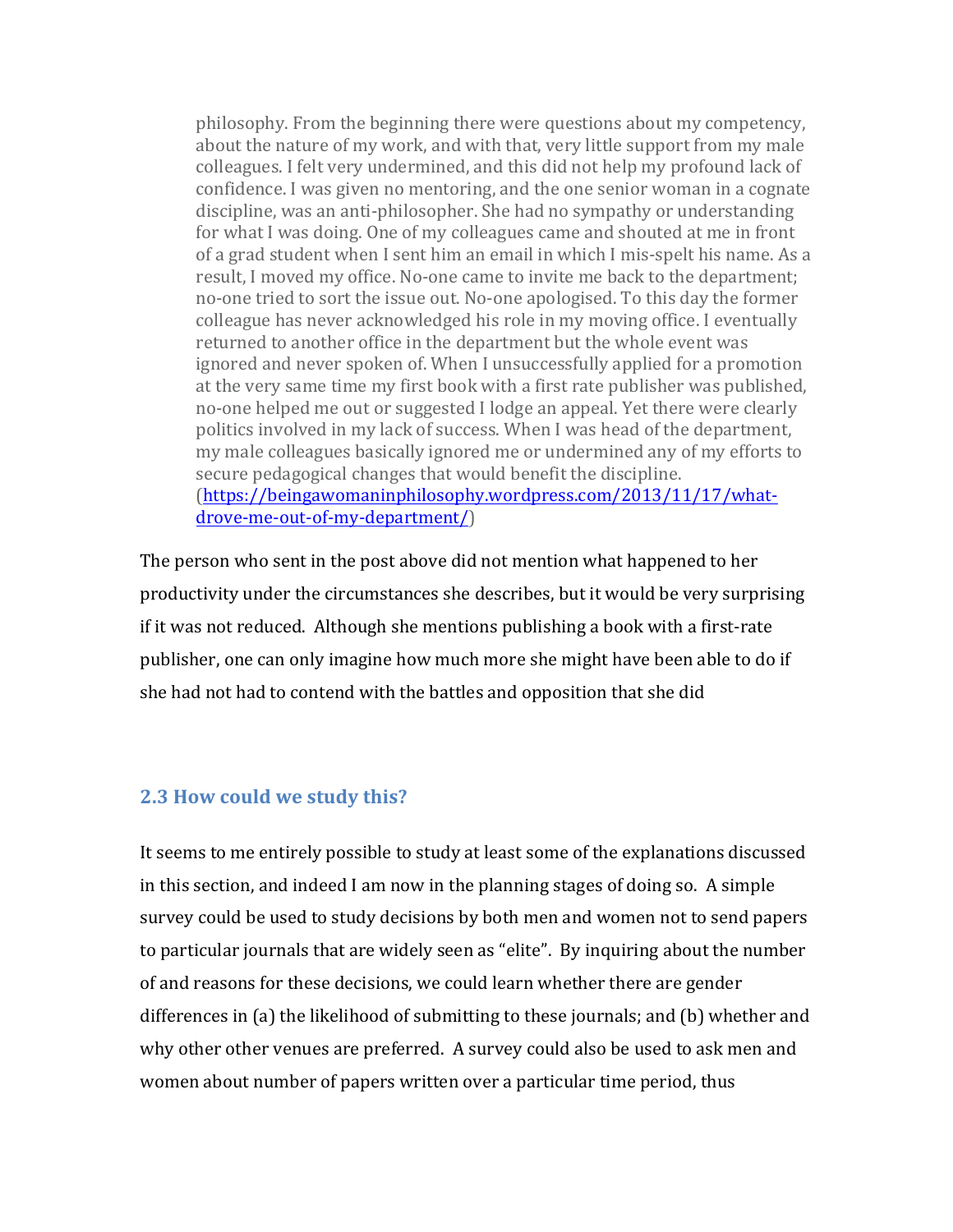> philosophy. From the beginning there were questions about my competency, about the nature of my work, and with that, very little support from my male colleagues. I felt very undermined, and this did not help my profound lack of confidence. I was given no mentoring, and the one senior woman in a cognate discipline, was an anti-philosopher. She had no sympathy or understanding for what I was doing. One of my colleagues came and shouted at me in front of a grad student when I sent him an email in which I mis-spelt his name. As a result, I moved my office. No-one came to invite me back to the department; no-one tried to sort the issue out. No-one apologised. To this day the former colleague has never acknowledged his role in my moving office. I eventually returned to another office in the department but the whole event was ignored and never spoken of. When I unsuccessfully applied for a promotion at the very same time my first book with a first rate publisher was published, no-one helped me out or suggested I lodge an appeal. Yet there were clearly politics involved in my lack of success. When I was head of the department, my male colleagues basically ignored me or undermined any of my efforts to secure pedagogical changes that would benefit the discipline. (https://beingawomaninphilosophy.wordpress.com/2013/11/17/what-drove-me-out-of-my-department/)

The person who sent in the post above did not mention what happened to her productivity under the circumstances she describes, but it would be very surprising if it was not reduced. Although she mentions publishing a book with a first-rate publisher, one can only imagine how much more she might have been able to do if she had not had to contend with the battles and opposition that she did

### 2.3 How could we study this?

It seems to me entirely possible to study at least some of the explanations discussed in this section, and indeed I am now in the planning stages of doing so. A simple survey could be used to study decisions by both men and women not to send papers to particular journals that are widely seen as "elite". By inquiring about the number of and reasons for these decisions, we could learn whether there are gender differences in (a) the likelihood of submitting to these journals; and (b) whether and why other other venues are preferred. A survey could also be used to ask men and women about number of papers written over a particular time period, thus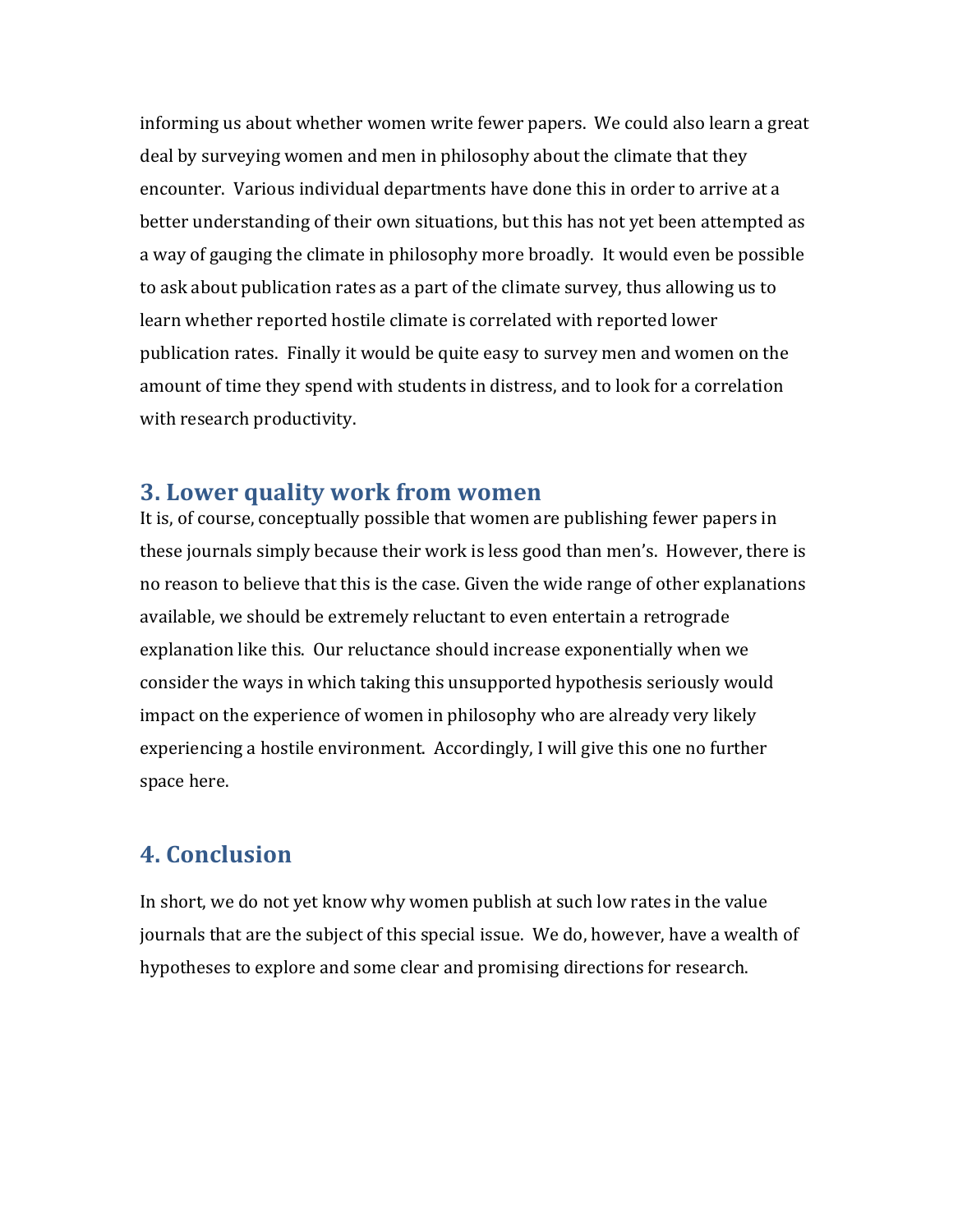informing us about whether women write fewer papers. We could also learn a great deal by surveying women and men in philosophy about the climate that they encounter. Various individual departments have done this in order to arrive at a better understanding of their own situations, but this has not yet been attempted as a way of gauging the climate in philosophy more broadly. It would even be possible to ask about publication rates as a part of the climate survey, thus allowing us to learn whether reported hostile climate is correlated with reported lower publication rates. Finally it would be quite easy to survey men and women on the amount of time they spend with students in distress, and to look for a correlation with research productivity.

## 3. Lower quality work from women

It is, of course, conceptually possible that women are publishing fewer papers in these journals simply because their work is less good than men's. However, there is no reason to believe that this is the case. Given the wide range of other explanations available, we should be extremely reluctant to even entertain a retrograde explanation like this. Our reluctance should increase exponentially when we consider the ways in which taking this unsupported hypothesis seriously would impact on the experience of women in philosophy who are already very likely experiencing a hostile environment. Accordingly, I will give this one no further space here.

## 4. Conclusion

In short, we do not yet know why women publish at such low rates in the value journals that are the subject of this special issue. We do, however, have a wealth of hypotheses to explore and some clear and promising directions for research.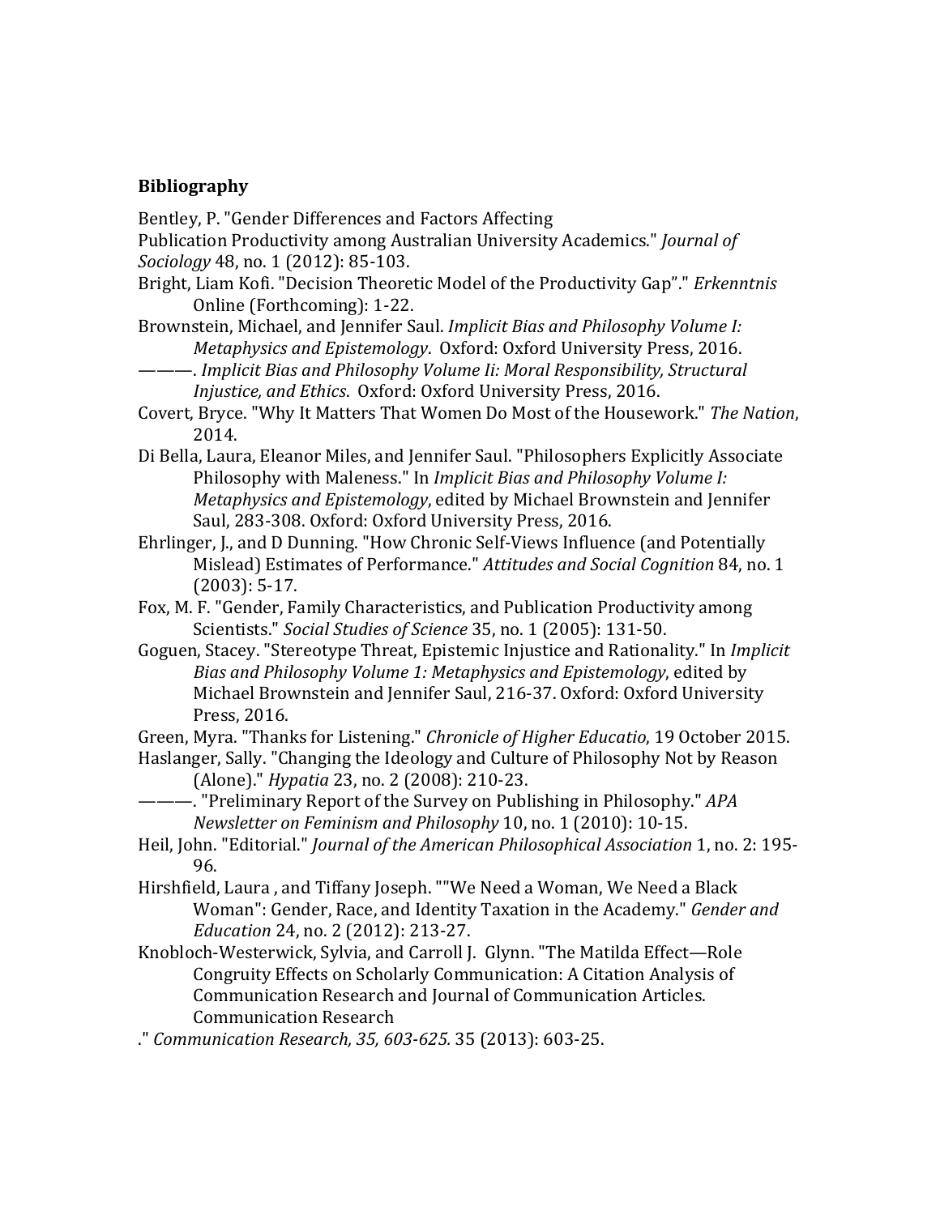## Bibliography

Bentley, P. "Gender Differences and Factors Affecting Publication Productivity among Australian University Academics." *Journal of Sociology* 48, no. 1 (2012): 85-103.

Bright, Liam Kofi. "Decision Theoretic Model of the Productivity Gap"." *Erkenntnis* Online (Forthcoming): 1-22.

Brownstein, Michael, and Jennifer Saul. *Implicit Bias and Philosophy Volume I: Metaphysics and Epistemology*. Oxford: Oxford University Press, 2016.

———. *Implicit Bias and Philosophy Volume Ii: Moral Responsibility, Structural Injustice, and Ethics*. Oxford: Oxford University Press, 2016.

Covert, Bryce. "Why It Matters That Women Do Most of the Housework." *The Nation*, 2014.

Di Bella, Laura, Eleanor Miles, and Jennifer Saul. "Philosophers Explicitly Associate Philosophy with Maleness." In *Implicit Bias and Philosophy Volume I: Metaphysics and Epistemology*, edited by Michael Brownstein and Jennifer Saul, 283-308. Oxford: Oxford University Press, 2016.

Ehrlinger, J., and D Dunning. "How Chronic Self-Views Influence (and Potentially Mislead) Estimates of Performance." *Attitudes and Social Cognition* 84, no. 1 (2003): 5-17.

Fox, M. F. "Gender, Family Characteristics, and Publication Productivity among Scientists." *Social Studies of Science* 35, no. 1 (2005): 131-50.

Goguen, Stacey. "Stereotype Threat, Epistemic Injustice and Rationality." In *Implicit Bias and Philosophy Volume 1: Metaphysics and Epistemology*, edited by Michael Brownstein and Jennifer Saul, 216-37. Oxford: Oxford University Press, 2016.

Green, Myra. "Thanks for Listening." *Chronicle of Higher Educatio*, 19 October 2015.

Haslanger, Sally. "Changing the Ideology and Culture of Philosophy Not by Reason (Alone)." *Hypatia* 23, no. 2 (2008): 210-23.

———. "Preliminary Report of the Survey on Publishing in Philosophy." *APA Newsletter on Feminism and Philosophy* 10, no. 1 (2010): 10-15.

Heil, John. "Editorial." *Journal of the American Philosophical Association* 1, no. 2: 195-96.

Hirshfield, Laura , and Tiffany Joseph. ""We Need a Woman, We Need a Black Woman": Gender, Race, and Identity Taxation in the Academy." *Gender and Education* 24, no. 2 (2012): 213-27.

Knobloch-Westerwick, Sylvia, and Carroll J. Glynn. "The Matilda Effect—Role Congruity Effects on Scholarly Communication: A Citation Analysis of Communication Research and Journal of Communication Articles. Communication Research
." *Communication Research, 35, 603-625.* 35 (2013): 603-25.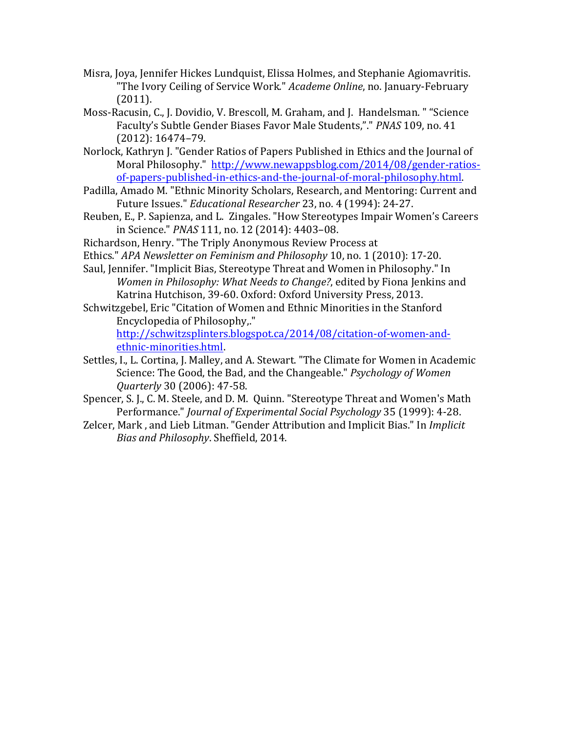Misra, Joya, Jennifer Hickes Lundquist, Elissa Holmes, and Stephanie Agiomavritis. "The Ivory Ceiling of Service Work." *Academe Online*, no. January-February (2011).

Moss-Racusin, C., J. Dovidio, V. Brescoll, M. Graham, and J. Handelsman. " "Science Faculty's Subtle Gender Biases Favor Male Students,"." *PNAS* 109, no. 41 (2012): 16474–79.

Norlock, Kathryn J. "Gender Ratios of Papers Published in Ethics and the Journal of Moral Philosophy." http://www.newappsblog.com/2014/08/gender-ratios-of-papers-published-in-ethics-and-the-journal-of-moral-philosophy.html.

Padilla, Amado M. "Ethnic Minority Scholars, Research, and Mentoring: Current and Future Issues." *Educational Researcher* 23, no. 4 (1994): 24-27.

Reuben, E., P. Sapienza, and L. Zingales. "How Stereotypes Impair Women's Careers in Science." *PNAS* 111, no. 12 (2014): 4403–08.

Richardson, Henry. "The Triply Anonymous Review Process at Ethics." *APA Newsletter on Feminism and Philosophy* 10, no. 1 (2010): 17-20.

Saul, Jennifer. "Implicit Bias, Stereotype Threat and Women in Philosophy." In *Women in Philosophy: What Needs to Change?*, edited by Fiona Jenkins and Katrina Hutchison, 39-60. Oxford: Oxford University Press, 2013.

Schwitzgebel, Eric "Citation of Women and Ethnic Minorities in the Stanford Encyclopedia of Philosophy,." http://schwitzsplinters.blogspot.ca/2014/08/citation-of-women-and-ethnic-minorities.html.

Settles, I., L. Cortina, J. Malley, and A. Stewart. "The Climate for Women in Academic Science: The Good, the Bad, and the Changeable." *Psychology of Women Quarterly* 30 (2006): 47-58.

Spencer, S. J., C. M. Steele, and D. M. Quinn. "Stereotype Threat and Women's Math Performance." *Journal of Experimental Social Psychology* 35 (1999): 4-28.

Zelcer, Mark , and Lieb Litman. "Gender Attribution and Implicit Bias." In *Implicit Bias and Philosophy*. Sheffield, 2014.